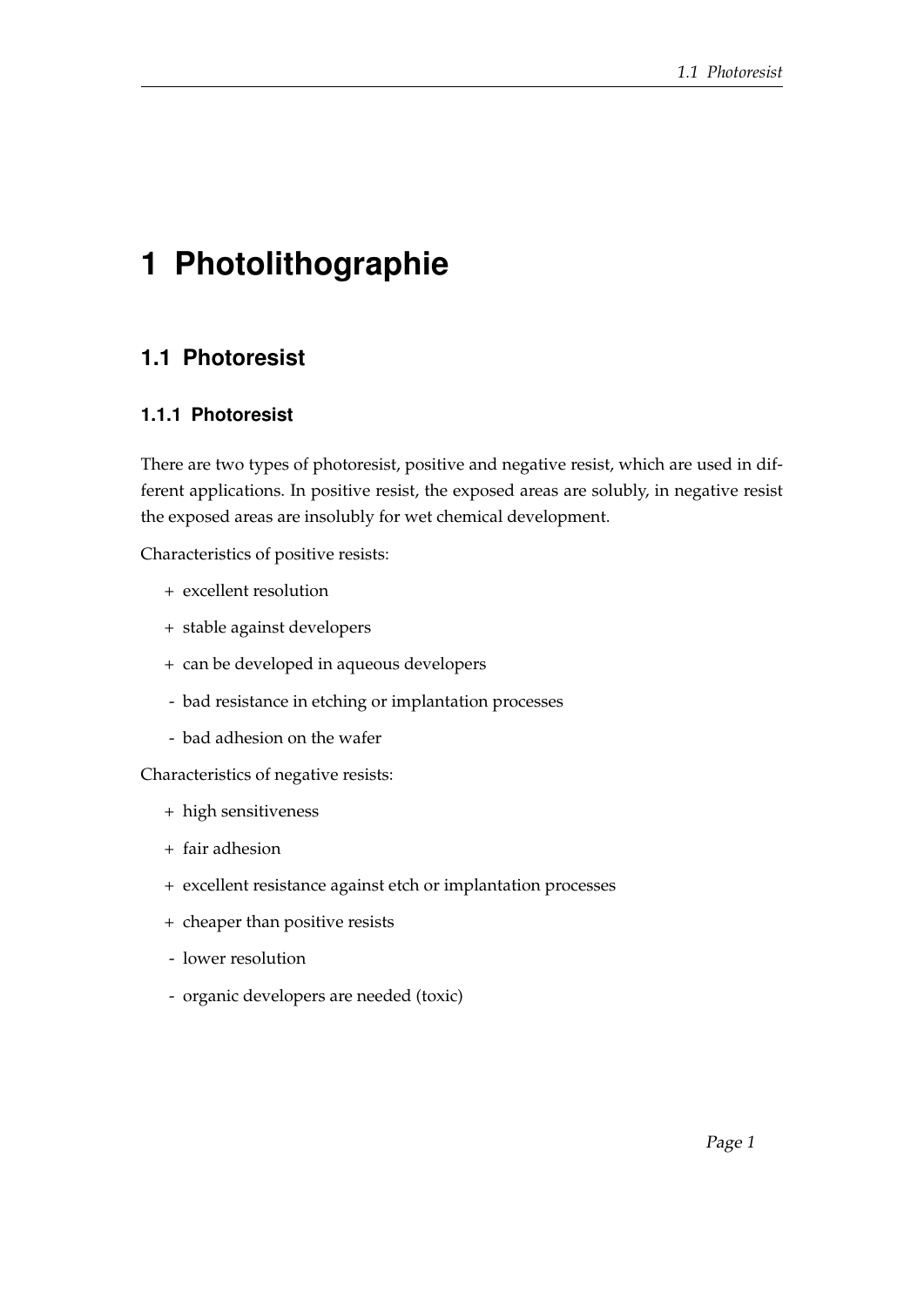# 1 Photolithographie

## 1.1 Photoresist

### 1.1.1 Photoresist

There are two types of photoresist, positive and negative resist, which are used in different applications. In positive resist, the exposed areas are solubly, in negative resist the exposed areas are insolubly for wet chemical development.

Characteristics of positive resists:

+ excellent resolution
+ stable against developers
+ can be developed in aqueous developers
- bad resistance in etching or implantation processes
- bad adhesion on the wafer

Characteristics of negative resists:

+ high sensitiveness
+ fair adhesion
+ excellent resistance against etch or implantation processes
+ cheaper than positive resists
- lower resolution
- organic developers are needed (toxic)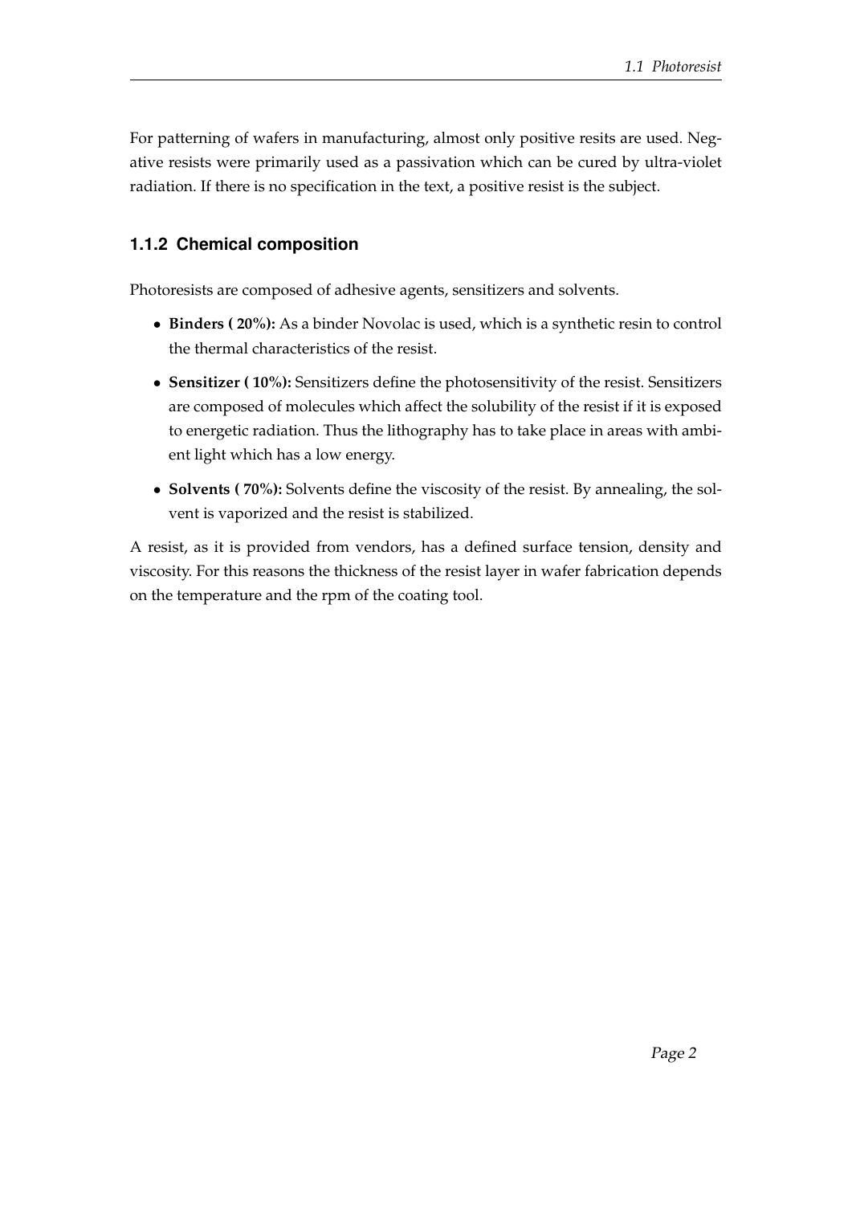For patterning of wafers in manufacturing, almost only positive resits are used. Negative resists were primarily used as a passivation which can be cured by ultra-violet radiation. If there is no specification in the text, a positive resist is the subject.

### 1.1.2 Chemical composition

Photoresists are composed of adhesive agents, sensitizers and solvents.

- **Binders ( 20%):** As a binder Novolac is used, which is a synthetic resin to control the thermal characteristics of the resist.
- **Sensitizer ( 10%):** Sensitizers define the photosensitivity of the resist. Sensitizers are composed of molecules which affect the solubility of the resist if it is exposed to energetic radiation. Thus the lithography has to take place in areas with ambient light which has a low energy.
- **Solvents ( 70%):** Solvents define the viscosity of the resist. By annealing, the solvent is vaporized and the resist is stabilized.

A resist, as it is provided from vendors, has a defined surface tension, density and viscosity. For this reasons the thickness of the resist layer in wafer fabrication depends on the temperature and the rpm of the coating tool.